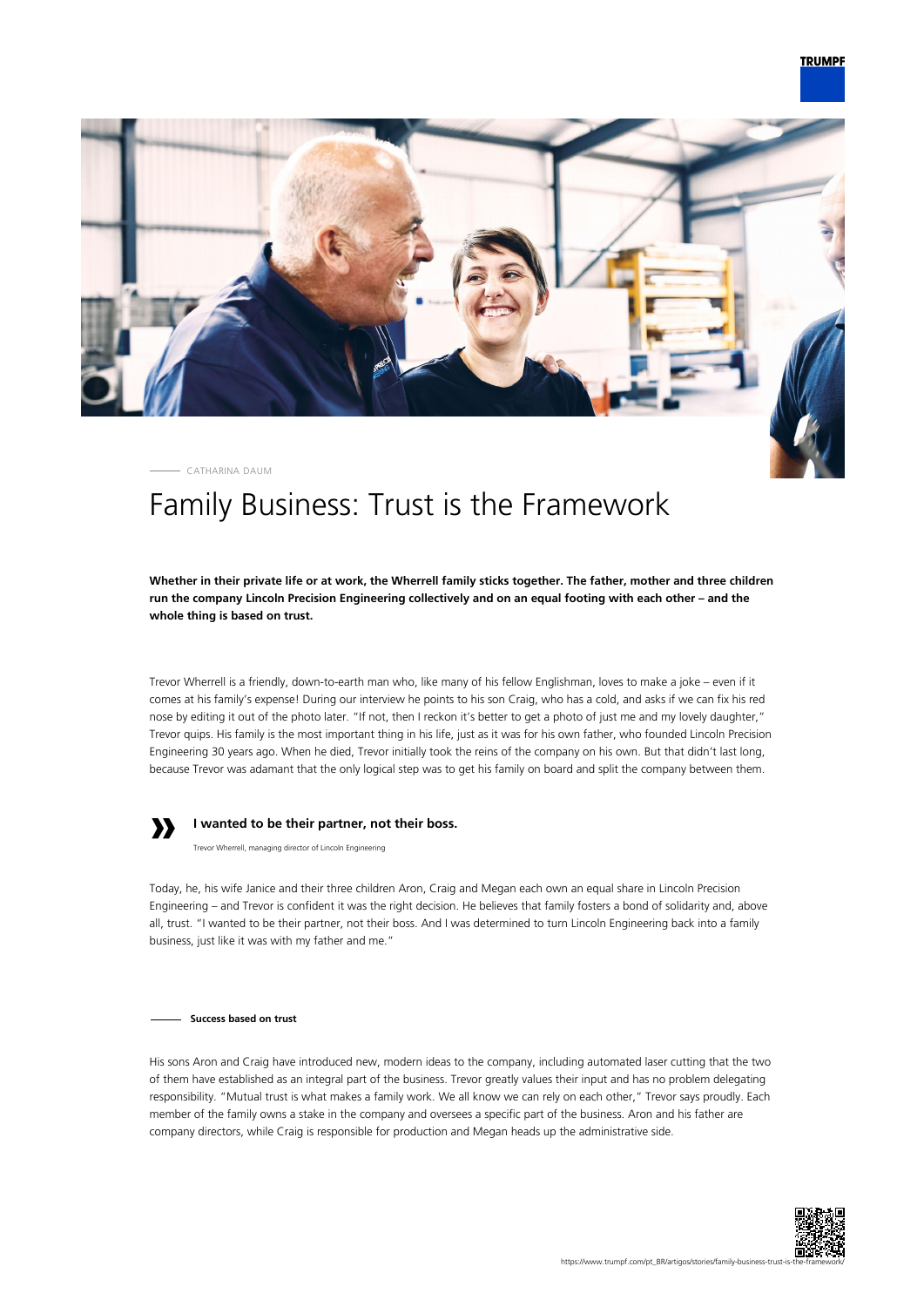CATHARINA DAUM

# Family Business: Trust is the Framework

**Whether in their private life or at work, the Wherrell family sticks together. The father, mother and three children run the company Lincoln Precision Engineering collectively and on an equal footing with each other – and the whole thing is based on trust.**

Trevor Wherrell is a friendly, down-to-earth man who, like many of his fellow Englishman, loves to make a joke – even if it comes at his family's expense! During our interview he points to his son Craig, who has a cold, and asks if we can fix his red nose by editing it out of the photo later. "If not, then I reckon it's better to get a photo of just me and my lovely daughter," Trevor quips. His family is the most important thing in his life, just as it was for his own father, who founded Lincoln Precision Engineering 30 years ago. When he died, Trevor initially took the reins of the company on his own. But that didn't last long, because Trevor was adamant that the only logical step was to get his family on board and split the company between them.

> **I wanted to be their partner, not their boss.**
>
> Trevor Wherrell, managing director of Lincoln Engineering

Today, he, his wife Janice and their three children Aron, Craig and Megan each own an equal share in Lincoln Precision Engineering – and Trevor is confident it was the right decision. He believes that family fosters a bond of solidarity and, above all, trust. "I wanted to be their partner, not their boss. And I was determined to turn Lincoln Engineering back into a family business, just like it was with my father and me."

## Success based on trust

His sons Aron and Craig have introduced new, modern ideas to the company, including automated laser cutting that the two of them have established as an integral part of the business. Trevor greatly values their input and has no problem delegating responsibility. "Mutual trust is what makes a family work. We all know we can rely on each other," Trevor says proudly. Each member of the family owns a stake in the company and oversees a specific part of the business. Aron and his father are company directors, while Craig is responsible for production and Megan heads up the administrative side.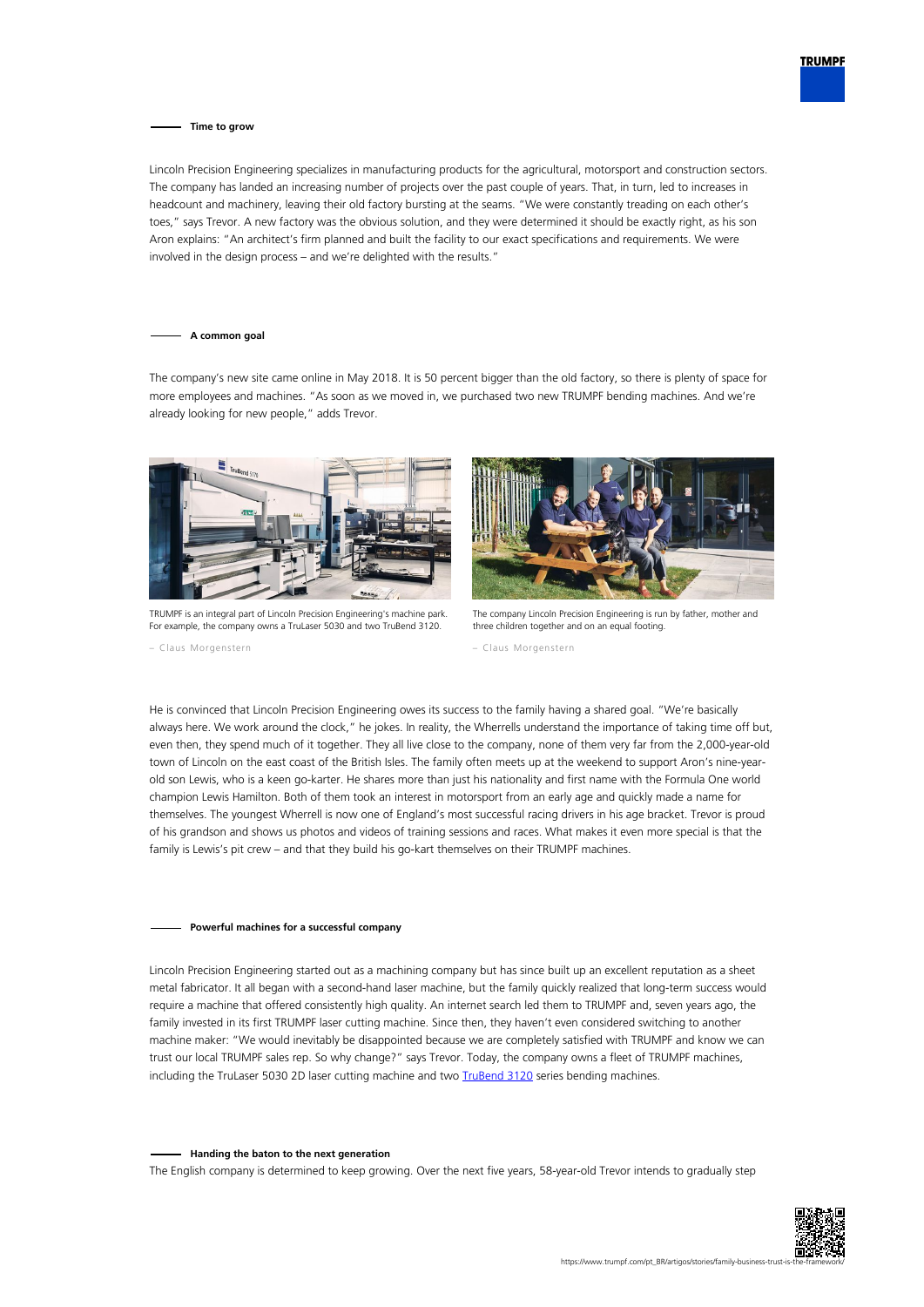## Time to grow

Lincoln Precision Engineering specializes in manufacturing products for the agricultural, motorsport and construction sectors. The company has landed an increasing number of projects over the past couple of years. That, in turn, led to increases in headcount and machinery, leaving their old factory bursting at the seams. "We were constantly treading on each other's toes," says Trevor. A new factory was the obvious solution, and they were determined it should be exactly right, as his son Aron explains: "An architect's firm planned and built the facility to our exact specifications and requirements. We were involved in the design process – and we're delighted with the results."

## A common goal

The company's new site came online in May 2018. It is 50 percent bigger than the old factory, so there is plenty of space for more employees and machines. "As soon as we moved in, we purchased two new TRUMPF bending machines. And we're already looking for new people," adds Trevor.

TRUMPF is an integral part of Lincoln Precision Engineering's machine park. For example, the company owns a TruLaser 5030 and two TruBend 3120.

– Claus Morgenstern

The company Lincoln Precision Engineering is run by father, mother and three children together and on an equal footing.

– Claus Morgenstern

He is convinced that Lincoln Precision Engineering owes its success to the family having a shared goal. "We're basically always here. We work around the clock," he jokes. In reality, the Wherrells understand the importance of taking time off but, even then, they spend much of it together. They all live close to the company, none of them very far from the 2,000-year-old town of Lincoln on the east coast of the British Isles. The family often meets up at the weekend to support Aron's nine-year-old son Lewis, who is a keen go-karter. He shares more than just his nationality and first name with the Formula One world champion Lewis Hamilton. Both of them took an interest in motorsport from an early age and quickly made a name for themselves. The youngest Wherrell is now one of England's most successful racing drivers in his age bracket. Trevor is proud of his grandson and shows us photos and videos of training sessions and races. What makes it even more special is that the family is Lewis's pit crew – and that they build his go-kart themselves on their TRUMPF machines.

## Powerful machines for a successful company

Lincoln Precision Engineering started out as a machining company but has since built up an excellent reputation as a sheet metal fabricator. It all began with a second-hand laser machine, but the family quickly realized that long-term success would require a machine that offered consistently high quality. An internet search led them to TRUMPF and, seven years ago, the family invested in its first TRUMPF laser cutting machine. Since then, they haven't even considered switching to another machine maker: "We would inevitably be disappointed because we are completely satisfied with TRUMPF and know we can trust our local TRUMPF sales rep. So why change?" says Trevor. Today, the company owns a fleet of TRUMPF machines, including the TruLaser 5030 2D laser cutting machine and two TruBend 3120 series bending machines.

## Handing the baton to the next generation

The English company is determined to keep growing. Over the next five years, 58-year-old Trevor intends to gradually step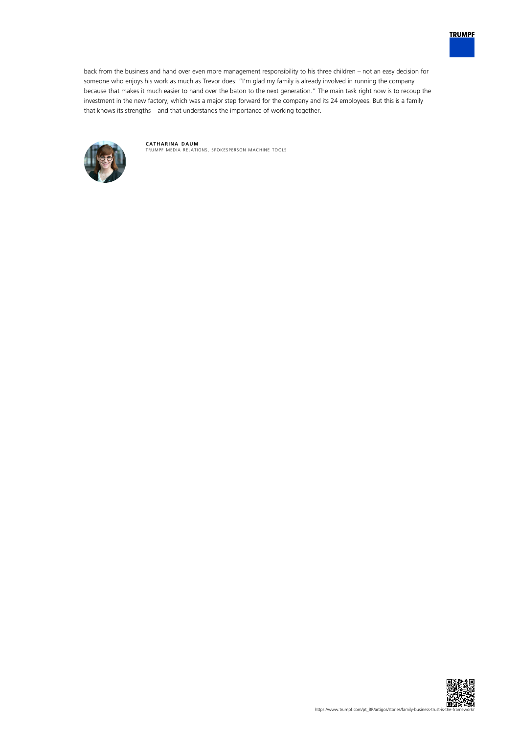back from the business and hand over even more management responsibility to his three children – not an easy decision for someone who enjoys his work as much as Trevor does: "I'm glad my family is already involved in running the company because that makes it much easier to hand over the baton to the next generation." The main task right now is to recoup the investment in the new factory, which was a major step forward for the company and its 24 employees. But this is a family that knows its strengths – and that understands the importance of working together.

**CATHARINA DAUM**
TRUMPF MEDIA RELATIONS, SPOKESPERSON MACHINE TOOLS